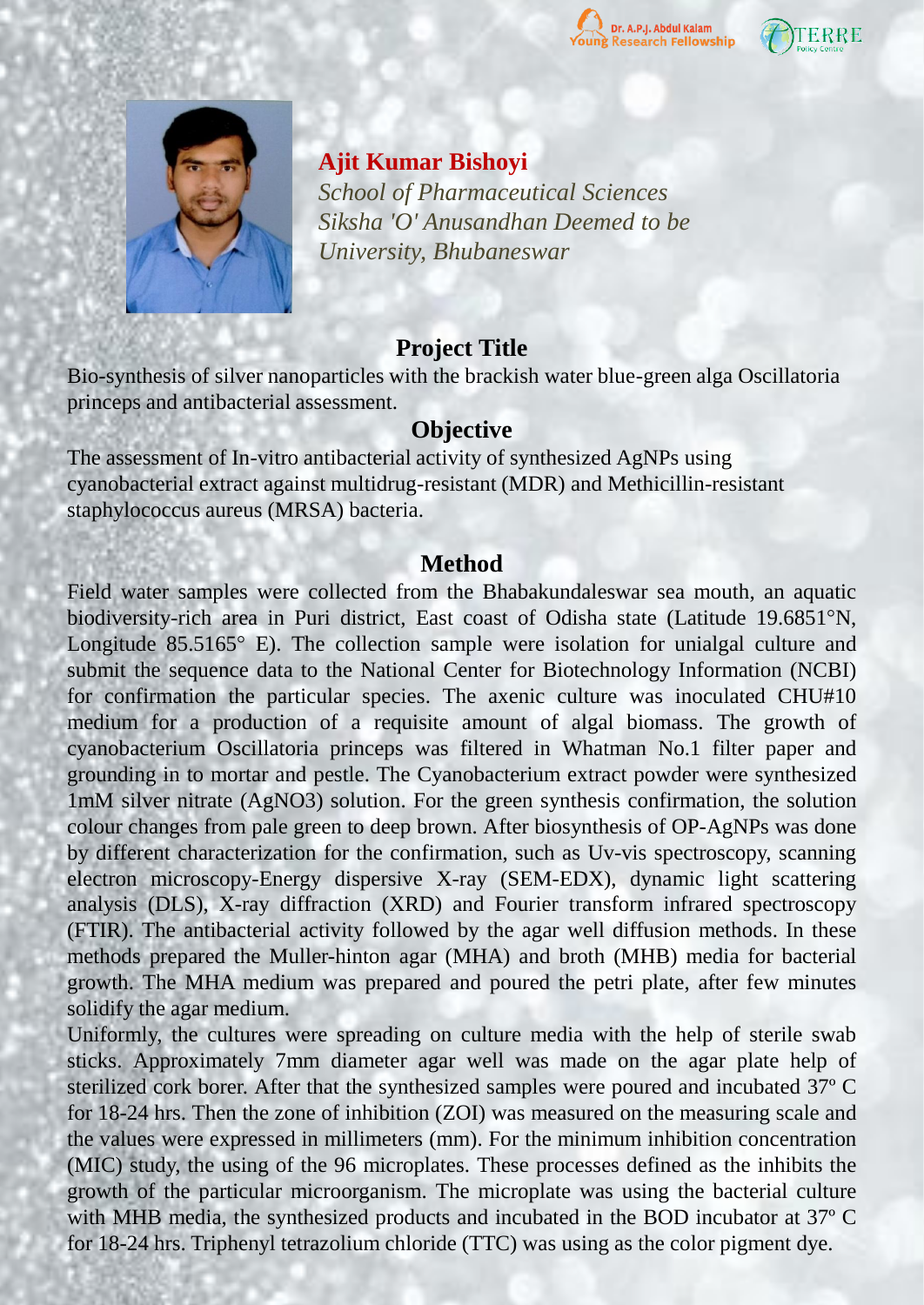**Ajit Kumar Bishoyi**

*School of Pharmaceutical Sciences*
*Siksha 'O' Anusandhan Deemed to be University, Bhubaneswar*

## Project Title

Bio-synthesis of silver nanoparticles with the brackish water blue-green alga Oscillatoria princeps and antibacterial assessment.

## Objective

The assessment of In-vitro antibacterial activity of synthesized AgNPs using cyanobacterial extract against multidrug-resistant (MDR) and Methicillin-resistant staphylococcus aureus (MRSA) bacteria.

## Method

Field water samples were collected from the Bhabakundaleswar sea mouth, an aquatic biodiversity-rich area in Puri district, East coast of Odisha state (Latitude 19.6851°N, Longitude 85.5165° E). The collection sample were isolation for unialgal culture and submit the sequence data to the National Center for Biotechnology Information (NCBI) for confirmation the particular species. The axenic culture was inoculated CHU#10 medium for a production of a requisite amount of algal biomass. The growth of cyanobacterium Oscillatoria princeps was filtered in Whatman No.1 filter paper and grounding in to mortar and pestle. The Cyanobacterium extract powder were synthesized 1mM silver nitrate ($AgNO_3$) solution. For the green synthesis confirmation, the solution colour changes from pale green to deep brown. After biosynthesis of OP-AgNPs was done by different characterization for the confirmation, such as Uv-vis spectroscopy, scanning electron microscopy-Energy dispersive X-ray (SEM-EDX), dynamic light scattering analysis (DLS), X-ray diffraction (XRD) and Fourier transform infrared spectroscopy (FTIR). The antibacterial activity followed by the agar well diffusion methods. In these methods prepared the Muller-hinton agar (MHA) and broth (MHB) media for bacterial growth. The MHA medium was prepared and poured the petri plate, after few minutes solidify the agar medium.

Uniformly, the cultures were spreading on culture media with the help of sterile swab sticks. Approximately 7mm diameter agar well was made on the agar plate help of sterilized cork borer. After that the synthesized samples were poured and incubated 37º C for 18-24 hrs. Then the zone of inhibition (ZOI) was measured on the measuring scale and the values were expressed in millimeters (mm). For the minimum inhibition concentration (MIC) study, the using of the 96 microplates. These processes defined as the inhibits the growth of the particular microorganism. The microplate was using the bacterial culture with MHB media, the synthesized products and incubated in the BOD incubator at 37º C for 18-24 hrs. Triphenyl tetrazolium chloride (TTC) was using as the color pigment dye.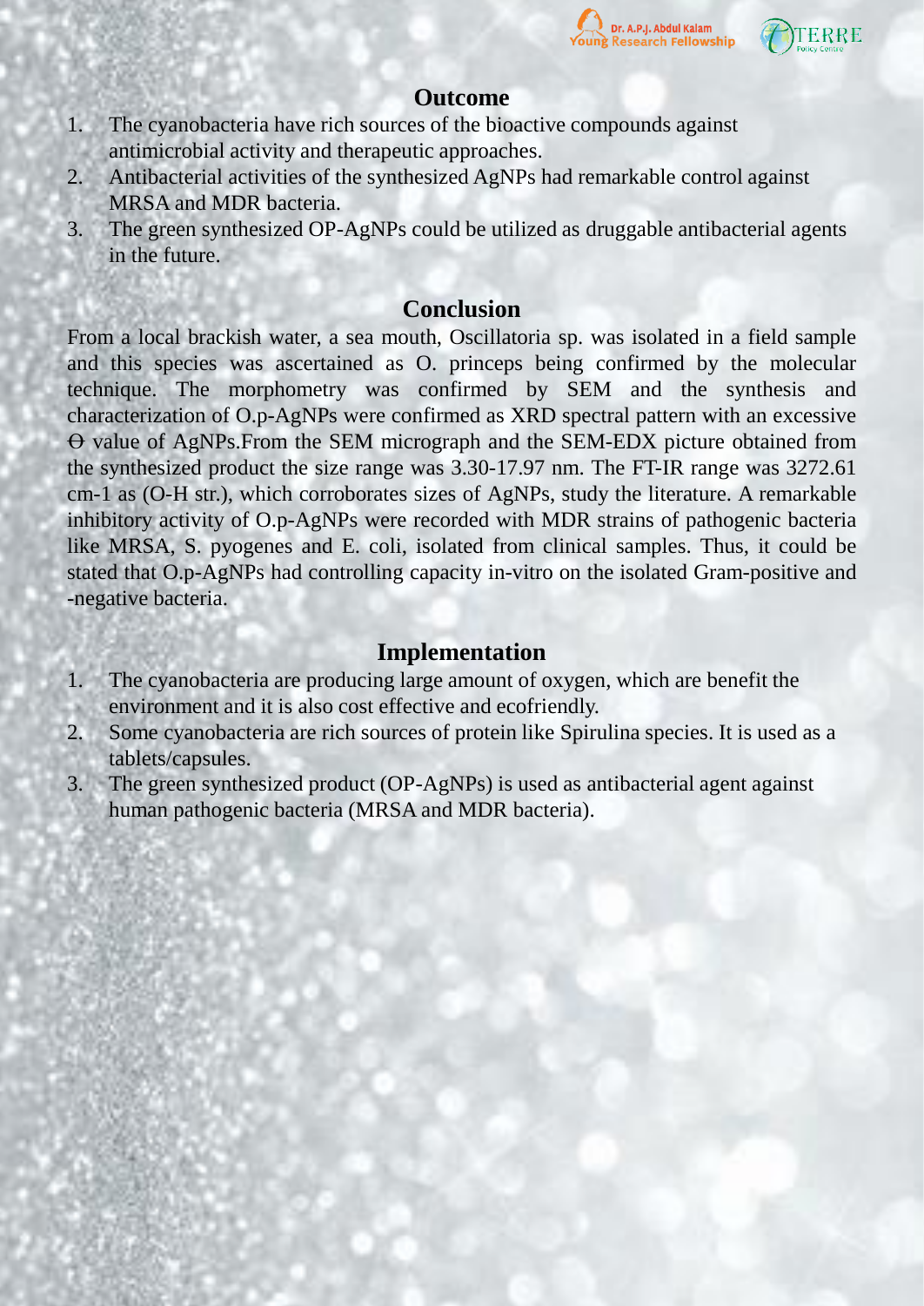## Outcome

1. The cyanobacteria have rich sources of the bioactive compounds against antimicrobial activity and therapeutic approaches.
2. Antibacterial activities of the synthesized AgNPs had remarkable control against MRSA and MDR bacteria.
3. The green synthesized OP-AgNPs could be utilized as druggable antibacterial agents in the future.

## Conclusion

From a local brackish water, a sea mouth, Oscillatoria sp. was isolated in a field sample and this species was ascertained as O. princeps being confirmed by the molecular technique. The morphometry was confirmed by SEM and the synthesis and characterization of O.p-AgNPs were confirmed as XRD spectral pattern with an excessive ϴ value of AgNPs.From the SEM micrograph and the SEM-EDX picture obtained from the synthesized product the size range was 3.30-17.97 nm. The FT-IR range was 3272.61 cm-1 as (O-H str.), which corroborates sizes of AgNPs, study the literature. A remarkable inhibitory activity of O.p-AgNPs were recorded with MDR strains of pathogenic bacteria like MRSA, S. pyogenes and E. coli, isolated from clinical samples. Thus, it could be stated that O.p-AgNPs had controlling capacity in-vitro on the isolated Gram-positive and -negative bacteria.

## Implementation

1. The cyanobacteria are producing large amount of oxygen, which are benefit the environment and it is also cost effective and ecofriendly.
2. Some cyanobacteria are rich sources of protein like Spirulina species. It is used as a tablets/capsules.
3. The green synthesized product (OP-AgNPs) is used as antibacterial agent against human pathogenic bacteria (MRSA and MDR bacteria).